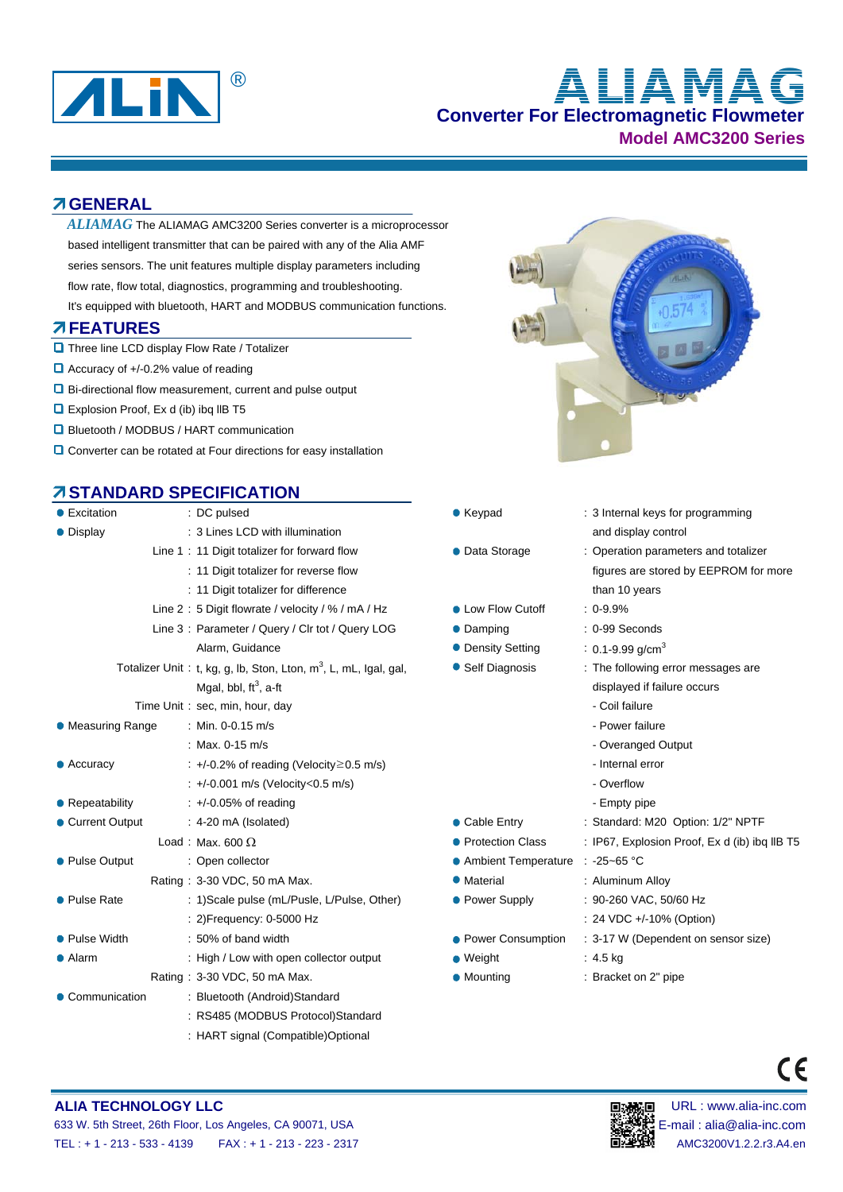# ALIAMAG

## Converter For Electromagnetic Flowmeter

### Model AMC3200 Series

## GENERAL

*ALIAMAG* The ALIAMAG AMC3200 Series converter is a microprocessor based intelligent transmitter that can be paired with any of the Alia AMF series sensors. The unit features multiple display parameters including flow rate, flow total, diagnostics, programming and troubleshooting. It's equipped with bluetooth, HART and MODBUS communication functions.

## FEATURES

- Three line LCD display Flow Rate / Totalizer
- Accuracy of +/-0.2% value of reading
- Bi-directional flow measurement, current and pulse output
- Explosion Proof, Ex d (ib) ibq IIB T5
- Bluetooth / MODBUS / HART communication
- Converter can be rotated at Four directions for easy installation

## STANDARD SPECIFICATION

| Item | | Specification |
|---|---|---|
| Excitation | | DC pulsed |
| Display | | 3 Lines LCD with illumination |
| | Line 1 | 11 Digit totalizer for forward flow |
| | | 11 Digit totalizer for reverse flow |
| | | 11 Digit totalizer for difference |
| | Line 2 | 5 Digit flowrate / velocity / % / mA / Hz |
| | Line 3 | Parameter / Query / Clr tot / Query LOG Alarm, Guidance |
| | Totalizer Unit | t, kg, g, lb, Ston, Lton, $m^3$, L, mL, Igal, gal, Mgal, bbl, $ft^3$, a-ft |
| | Time Unit | sec, min, hour, day |
| Measuring Range | | Min. 0-0.15 m/s |
| | | Max. 0-15 m/s |
| Accuracy | | +/-0.2% of reading (Velocity≥0.5 m/s) |
| | | +/-0.001 m/s (Velocity<0.5 m/s) |
| Repeatability | | +/-0.05% of reading |
| Current Output | | 4-20 mA (Isolated) |
| | Load | Max. 600 Ω |
| Pulse Output | | Open collector |
| | Rating | 3-30 VDC, 50 mA Max. |
| Pulse Rate | | 1)Scale pulse (mL/Pusle, L/Pulse, Other) |
| | | 2)Frequency: 0-5000 Hz |
| Pulse Width | | 50% of band width |
| Alarm | | High / Low with open collector output |
| | Rating | 3-30 VDC, 50 mA Max. |
| Communication | | Bluetooth (Android)Standard |
| | | RS485 (MODBUS Protocol)Standard |
| | | HART signal (Compatible)Optional |

| Item | Specification |
|---|---|
| Keypad | 3 Internal keys for programming and display control |
| Data Storage | Operation parameters and totalizer figures are stored by EEPROM for more than 10 years |
| Low Flow Cutoff | 0-9.9% |
| Damping | 0-99 Seconds |
| Density Setting | 0.1-9.99 g/cm$^3$ |
| Self Diagnosis | The following error messages are displayed if failure occurs<br>- Coil failure<br>- Power failure<br>- Overanged Output<br>- Internal error<br>- Overflow<br>- Empty pipe |
| Cable Entry | Standard: M20 Option: 1/2" NPTF |
| Protection Class | IP67, Explosion Proof, Ex d (ib) ibq IIB T5 |
| Ambient Temperature | -25~65 °C |
| Material | Aluminum Alloy |
| Power Supply | 90-260 VAC, 50/60 Hz |
| | 24 VDC +/-10% (Option) |
| Power Consumption | 3-17 W (Dependent on sensor size) |
| Weight | 4.5 kg |
| Mounting | Bracket on 2" pipe |

**ALIA TECHNOLOGY LLC**
633 W. 5th Street, 26th Floor, Los Angeles, CA 90071, USA
TEL : + 1 - 213 - 533 - 4139    FAX : + 1 - 213 - 223 - 2317

URL : www.alia-inc.com
E-mail : alia@alia-inc.com
AMC3200V1.2.2.r3.A4.en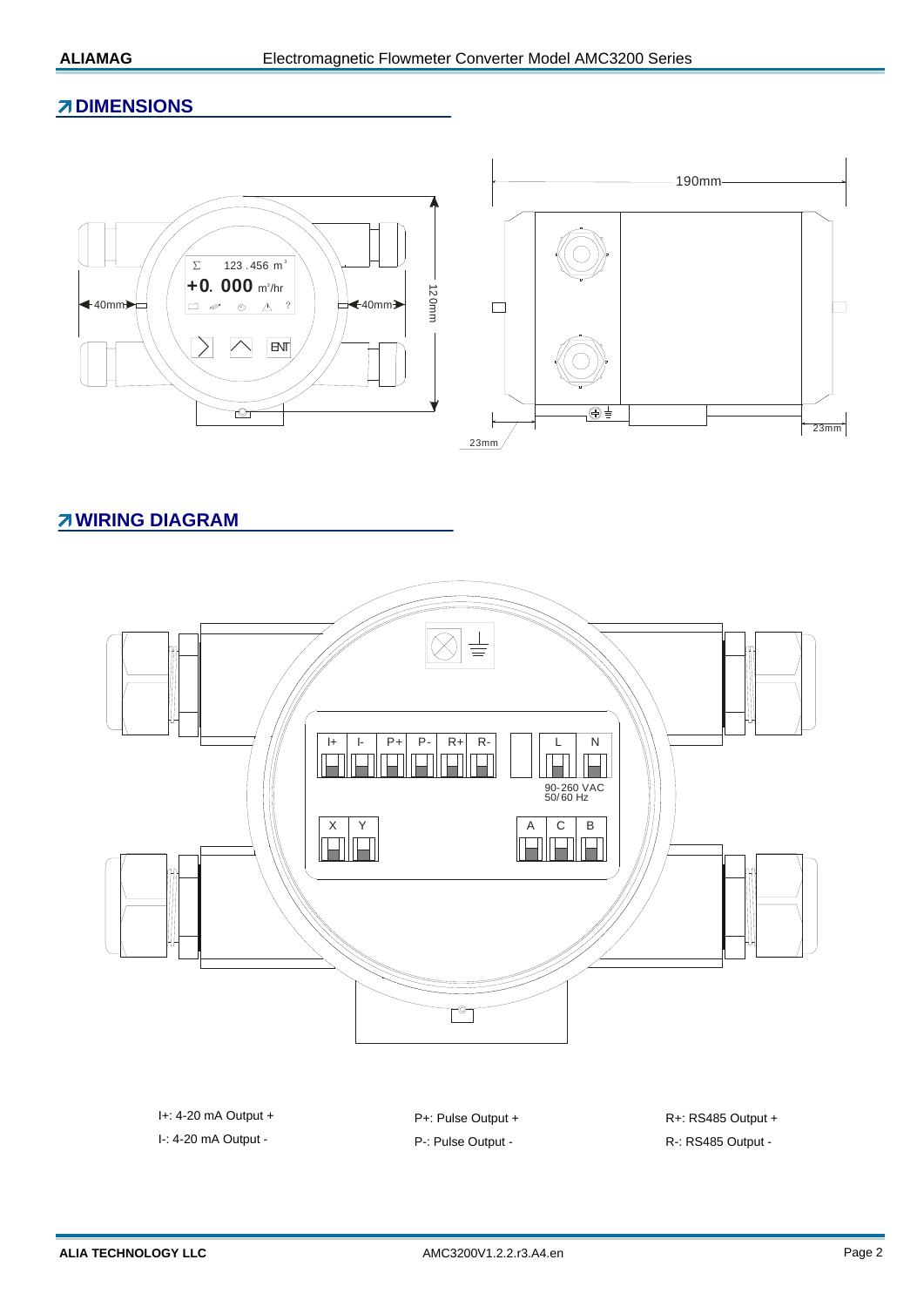## DIMENSIONS

## WIRING DIAGRAM

I+: 4-20 mA Output +

I-: 4-20 mA Output -

P+: Pulse Output +

P-: Pulse Output -

R+: RS485 Output +

R-: RS485 Output -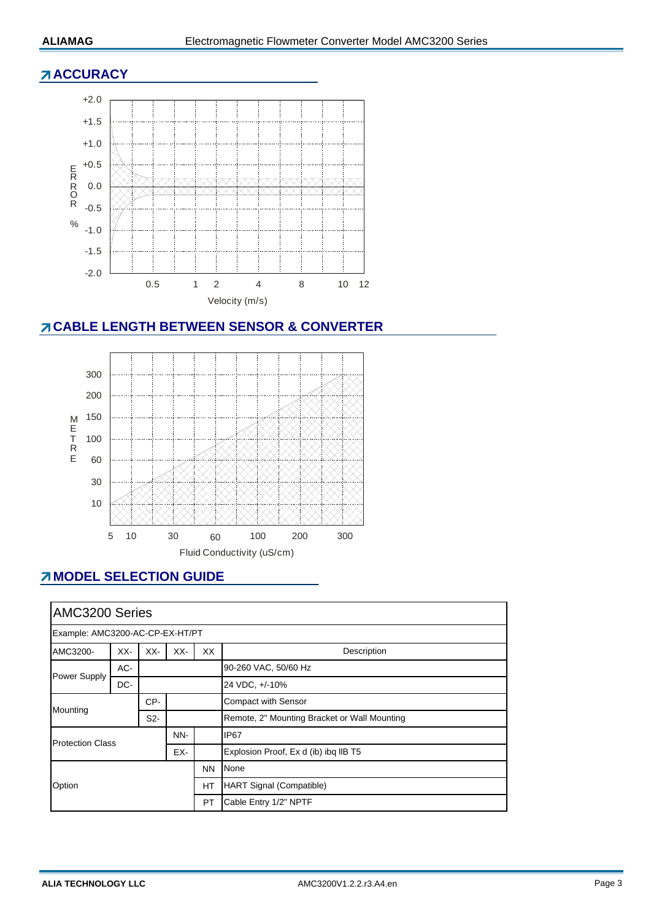## ACCURACY

+2.0
+1.5
+1.0
+0.5
0.0
-0.5
-1.0
-1.5
-2.0

ERROR %

0.5 1 2 4 8 10 12

Velocity (m/s)

## CABLE LENGTH BETWEEN SENSOR & CONVERTER

300
200
150
100
60
30
10

METRE

5 10 30 60 100 200 300

Fluid Conductivity (uS/cm)

## MODEL SELECTION GUIDE

| AMC3200 Series | | | | | |
|---|---|---|---|---|---|
| Example: AMC3200-AC-CP-EX-HT/PT | | | | | |
| AMC3200- | XX- | XX- | XX- | XX | Description |
| Power Supply | AC- | | | | 90-260 VAC, 50/60 Hz |
| | DC- | | | | 24 VDC, +/-10% |
| Mounting | | CP- | | | Compact with Sensor |
| | | S2- | | | Remote, 2" Mounting Bracket or Wall Mounting |
| Protection Class | | | NN- | | IP67 |
| | | | EX- | | Explosion Proof, Ex d (ib) ibq IIB T5 |
| Option | | | | NN | None |
| | | | | HT | HART Signal (Compatible) |
| | | | | PT | Cable Entry 1/2" NPTF |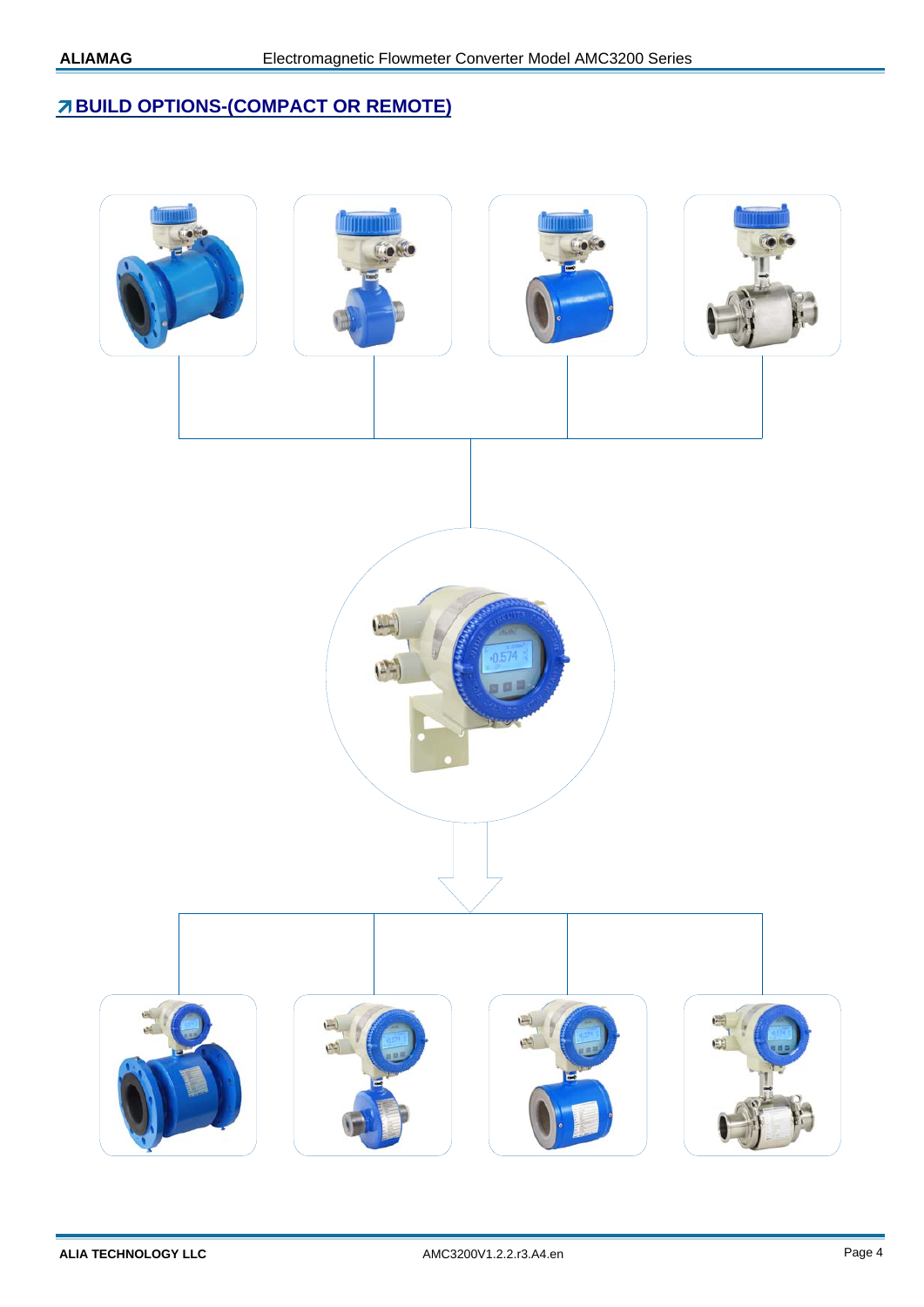## BUILD OPTIONS-(COMPACT OR REMOTE)